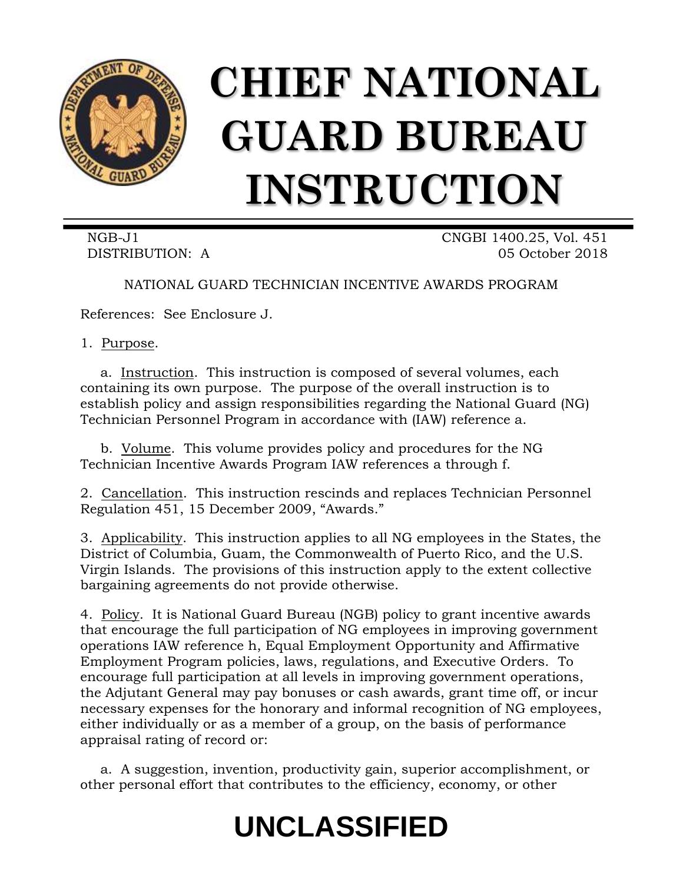# CHIEF NATIONAL GUARD BUREAU INSTRUCTION

NGB-J1
DISTRIBUTION: A

CNGBI 1400.25, Vol. 451
05 October 2018

NATIONAL GUARD TECHNICIAN INCENTIVE AWARDS PROGRAM

References: See Enclosure J.

1. Purpose.

a. Instruction. This instruction is composed of several volumes, each containing its own purpose. The purpose of the overall instruction is to establish policy and assign responsibilities regarding the National Guard (NG) Technician Personnel Program in accordance with (IAW) reference a.

b. Volume. This volume provides policy and procedures for the NG Technician Incentive Awards Program IAW references a through f.

2. Cancellation. This instruction rescinds and replaces Technician Personnel Regulation 451, 15 December 2009, "Awards."

3. Applicability. This instruction applies to all NG employees in the States, the District of Columbia, Guam, the Commonwealth of Puerto Rico, and the U.S. Virgin Islands. The provisions of this instruction apply to the extent collective bargaining agreements do not provide otherwise.

4. Policy. It is National Guard Bureau (NGB) policy to grant incentive awards that encourage the full participation of NG employees in improving government operations IAW reference h, Equal Employment Opportunity and Affirmative Employment Program policies, laws, regulations, and Executive Orders. To encourage full participation at all levels in improving government operations, the Adjutant General may pay bonuses or cash awards, grant time off, or incur necessary expenses for the honorary and informal recognition of NG employees, either individually or as a member of a group, on the basis of performance appraisal rating of record or:

a. A suggestion, invention, productivity gain, superior accomplishment, or other personal effort that contributes to the efficiency, economy, or other

UNCLASSIFIED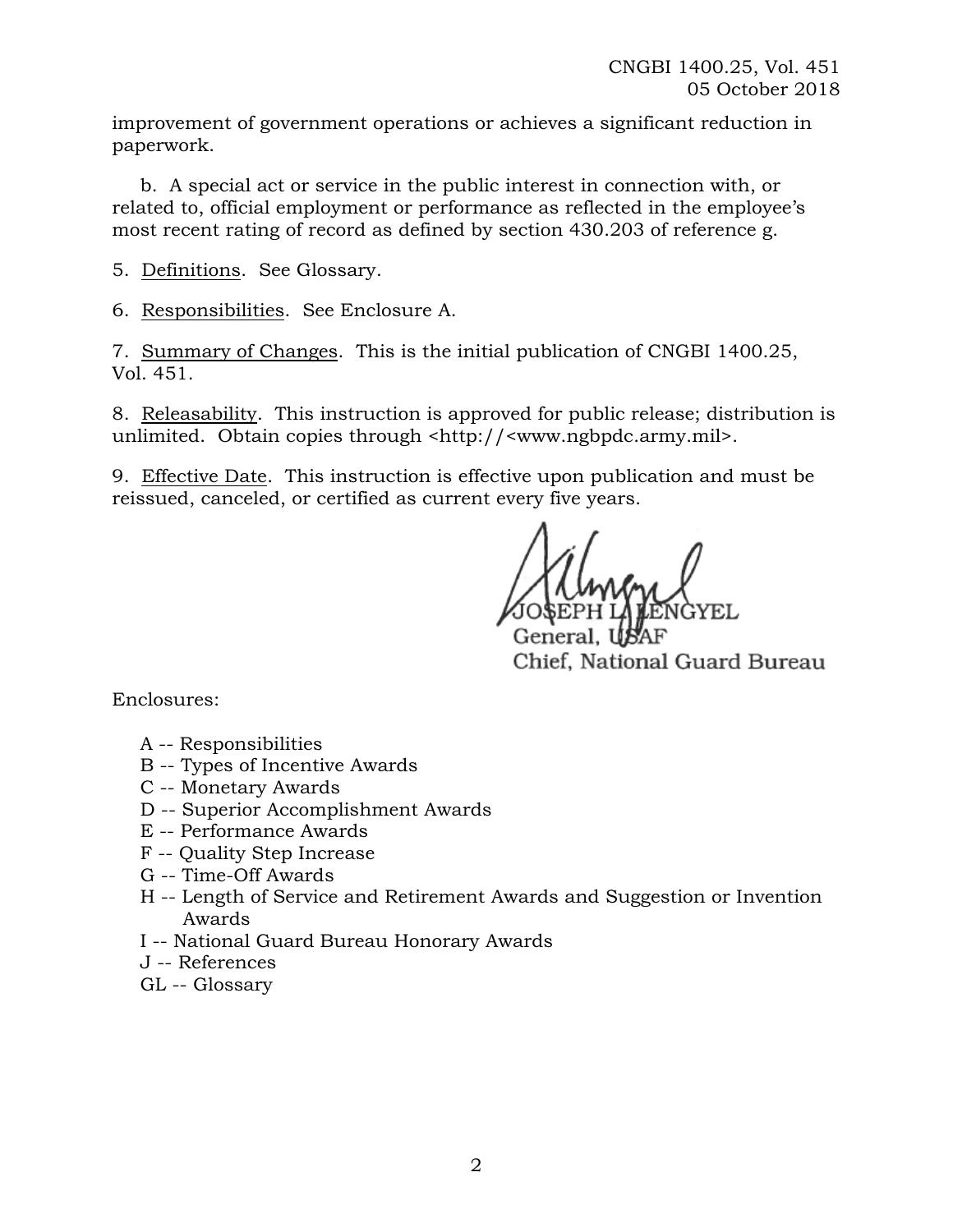improvement of government operations or achieves a significant reduction in paperwork.

b. A special act or service in the public interest in connection with, or related to, official employment or performance as reflected in the employee's most recent rating of record as defined by section 430.203 of reference g.

5. Definitions. See Glossary.

6. Responsibilities. See Enclosure A.

7. Summary of Changes. This is the initial publication of CNGBI 1400.25, Vol. 451.

8. Releasability. This instruction is approved for public release; distribution is unlimited. Obtain copies through <http://<www.ngbpdc.army.mil>.

9. Effective Date. This instruction is effective upon publication and must be reissued, canceled, or certified as current every five years.

JOSEPH L. LENGYEL
General, USAF
Chief, National Guard Bureau

Enclosures:

A -- Responsibilities
B -- Types of Incentive Awards
C -- Monetary Awards
D -- Superior Accomplishment Awards
E -- Performance Awards
F -- Quality Step Increase
G -- Time-Off Awards
H -- Length of Service and Retirement Awards and Suggestion or Invention Awards
I -- National Guard Bureau Honorary Awards
J -- References
GL -- Glossary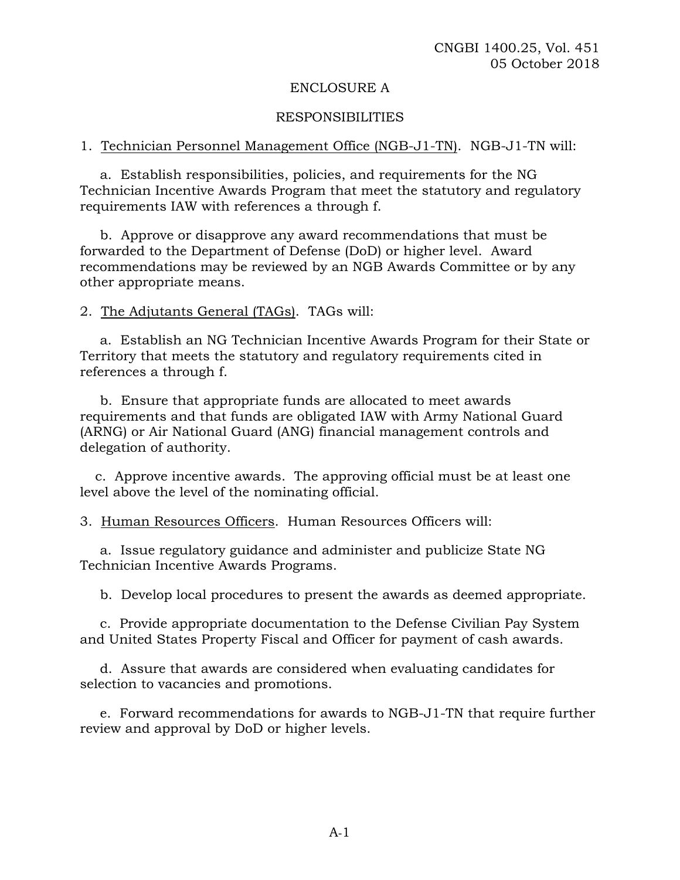## ENCLOSURE A

## RESPONSIBILITIES

1. Technician Personnel Management Office (NGB-J1-TN). NGB-J1-TN will:

   a. Establish responsibilities, policies, and requirements for the NG Technician Incentive Awards Program that meet the statutory and regulatory requirements IAW with references a through f.

   b. Approve or disapprove any award recommendations that must be forwarded to the Department of Defense (DoD) or higher level. Award recommendations may be reviewed by an NGB Awards Committee or by any other appropriate means.

2. The Adjutants General (TAGs). TAGs will:

   a. Establish an NG Technician Incentive Awards Program for their State or Territory that meets the statutory and regulatory requirements cited in references a through f.

   b. Ensure that appropriate funds are allocated to meet awards requirements and that funds are obligated IAW with Army National Guard (ARNG) or Air National Guard (ANG) financial management controls and delegation of authority.

   c. Approve incentive awards. The approving official must be at least one level above the level of the nominating official.

3. Human Resources Officers. Human Resources Officers will:

   a. Issue regulatory guidance and administer and publicize State NG Technician Incentive Awards Programs.

   b. Develop local procedures to present the awards as deemed appropriate.

   c. Provide appropriate documentation to the Defense Civilian Pay System and United States Property Fiscal and Officer for payment of cash awards.

   d. Assure that awards are considered when evaluating candidates for selection to vacancies and promotions.

   e. Forward recommendations for awards to NGB-J1-TN that require further review and approval by DoD or higher levels.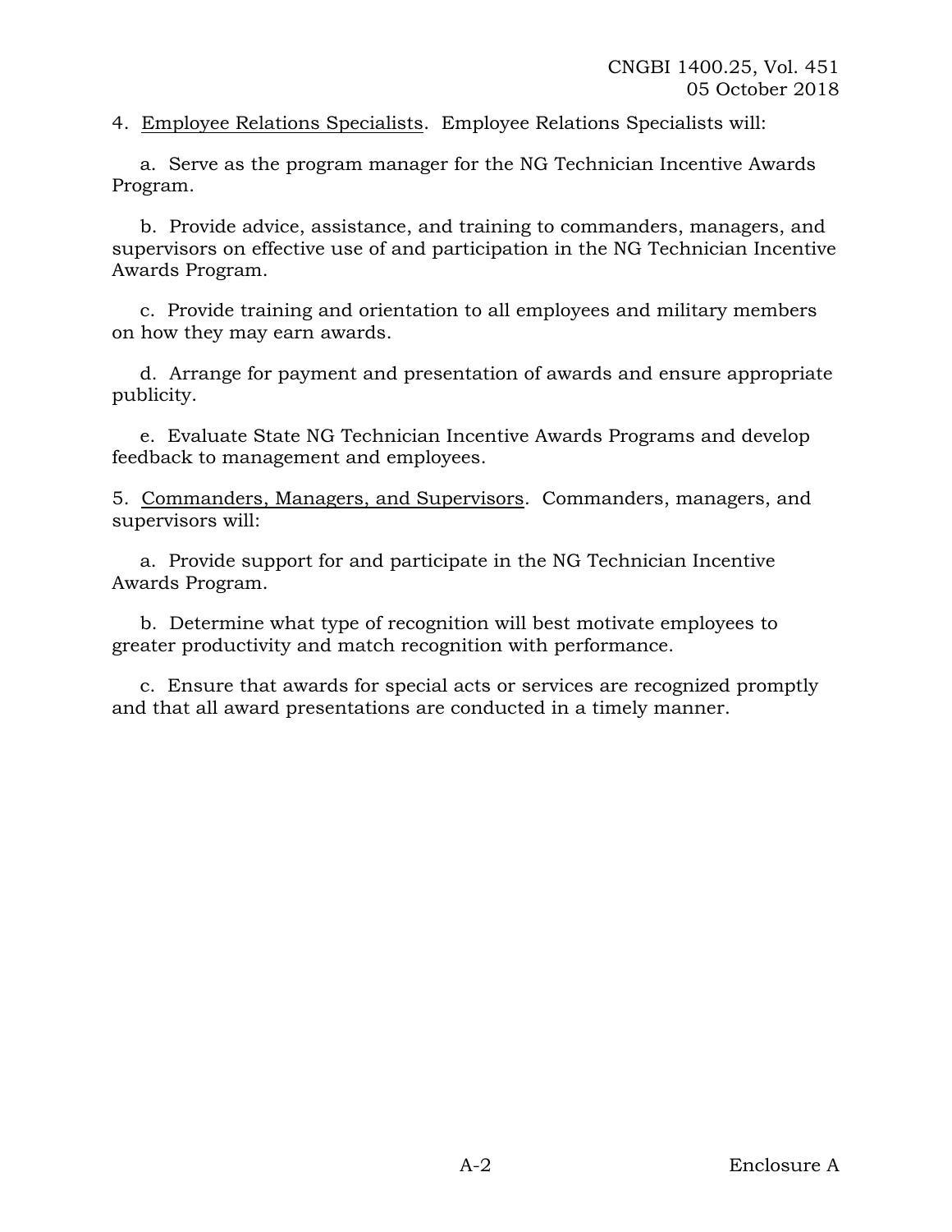4. Employee Relations Specialists. Employee Relations Specialists will:

a. Serve as the program manager for the NG Technician Incentive Awards Program.

b. Provide advice, assistance, and training to commanders, managers, and supervisors on effective use of and participation in the NG Technician Incentive Awards Program.

c. Provide training and orientation to all employees and military members on how they may earn awards.

d. Arrange for payment and presentation of awards and ensure appropriate publicity.

e. Evaluate State NG Technician Incentive Awards Programs and develop feedback to management and employees.

5. Commanders, Managers, and Supervisors. Commanders, managers, and supervisors will:

a. Provide support for and participate in the NG Technician Incentive Awards Program.

b. Determine what type of recognition will best motivate employees to greater productivity and match recognition with performance.

c. Ensure that awards for special acts or services are recognized promptly and that all award presentations are conducted in a timely manner.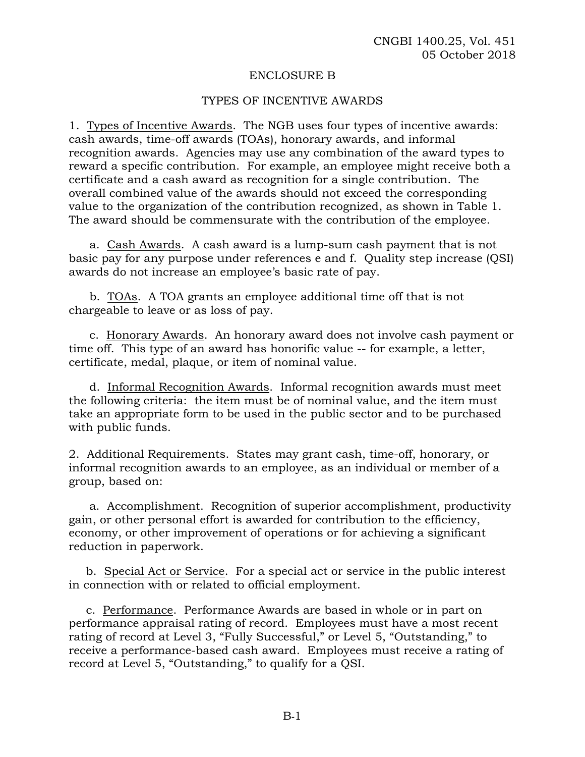## ENCLOSURE B

## TYPES OF INCENTIVE AWARDS

1. Types of Incentive Awards. The NGB uses four types of incentive awards: cash awards, time-off awards (TOAs), honorary awards, and informal recognition awards. Agencies may use any combination of the award types to reward a specific contribution. For example, an employee might receive both a certificate and a cash award as recognition for a single contribution. The overall combined value of the awards should not exceed the corresponding value to the organization of the contribution recognized, as shown in Table 1. The award should be commensurate with the contribution of the employee.

a. Cash Awards. A cash award is a lump-sum cash payment that is not basic pay for any purpose under references e and f. Quality step increase (QSI) awards do not increase an employee's basic rate of pay.

b. TOAs. A TOA grants an employee additional time off that is not chargeable to leave or as loss of pay.

c. Honorary Awards. An honorary award does not involve cash payment or time off. This type of an award has honorific value -- for example, a letter, certificate, medal, plaque, or item of nominal value.

d. Informal Recognition Awards. Informal recognition awards must meet the following criteria: the item must be of nominal value, and the item must take an appropriate form to be used in the public sector and to be purchased with public funds.

2. Additional Requirements. States may grant cash, time-off, honorary, or informal recognition awards to an employee, as an individual or member of a group, based on:

a. Accomplishment. Recognition of superior accomplishment, productivity gain, or other personal effort is awarded for contribution to the efficiency, economy, or other improvement of operations or for achieving a significant reduction in paperwork.

b. Special Act or Service. For a special act or service in the public interest in connection with or related to official employment.

c. Performance. Performance Awards are based in whole or in part on performance appraisal rating of record. Employees must have a most recent rating of record at Level 3, "Fully Successful," or Level 5, "Outstanding," to receive a performance-based cash award. Employees must receive a rating of record at Level 5, "Outstanding," to qualify for a QSI.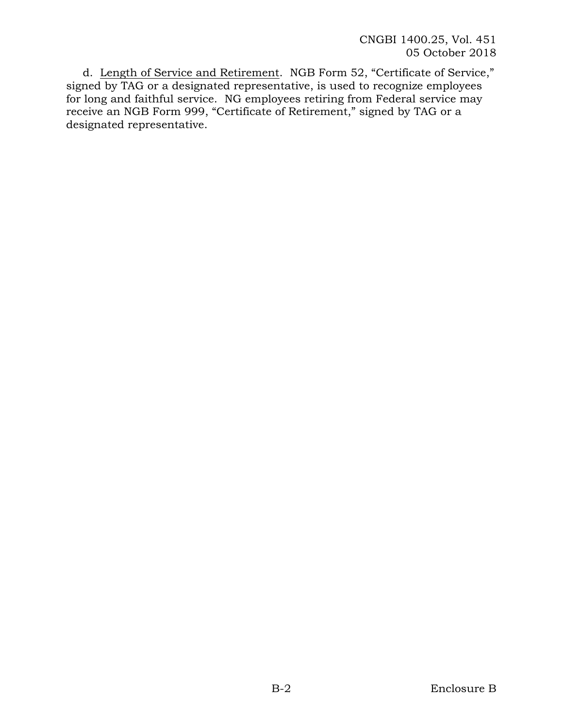d. <u>Length of Service and Retirement</u>. NGB Form 52, "Certificate of Service," signed by TAG or a designated representative, is used to recognize employees for long and faithful service. NG employees retiring from Federal service may receive an NGB Form 999, "Certificate of Retirement," signed by TAG or a designated representative.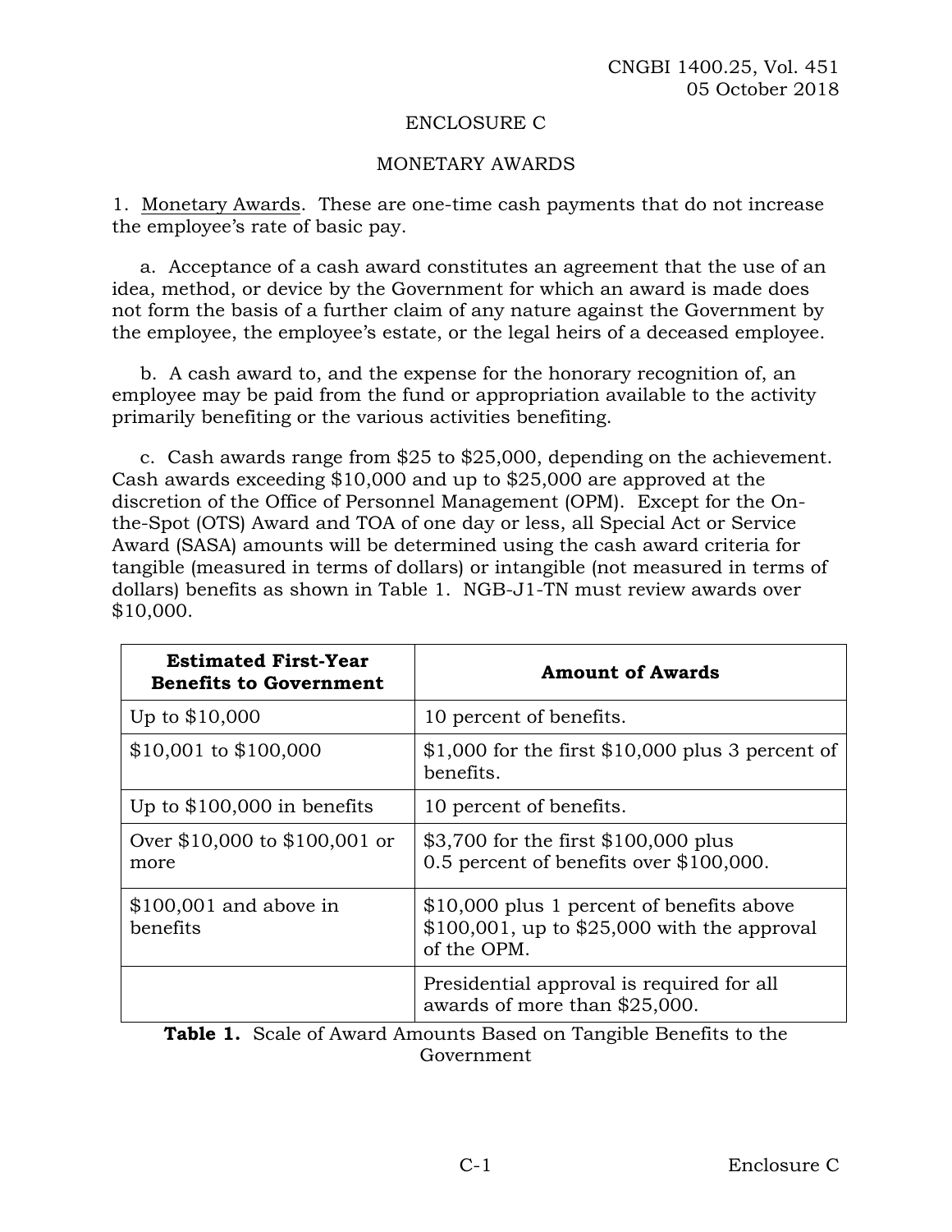## ENCLOSURE C

## MONETARY AWARDS

1. Monetary Awards. These are one-time cash payments that do not increase the employee's rate of basic pay.

a. Acceptance of a cash award constitutes an agreement that the use of an idea, method, or device by the Government for which an award is made does not form the basis of a further claim of any nature against the Government by the employee, the employee's estate, or the legal heirs of a deceased employee.

b. A cash award to, and the expense for the honorary recognition of, an employee may be paid from the fund or appropriation available to the activity primarily benefiting or the various activities benefiting.

c. Cash awards range from $25 to $25,000, depending on the achievement. Cash awards exceeding $10,000 and up to $25,000 are approved at the discretion of the Office of Personnel Management (OPM). Except for the On-the-Spot (OTS) Award and TOA of one day or less, all Special Act or Service Award (SASA) amounts will be determined using the cash award criteria for tangible (measured in terms of dollars) or intangible (not measured in terms of dollars) benefits as shown in Table 1. NGB-J1-TN must review awards over $10,000.

| Estimated First-Year Benefits to Government | Amount of Awards |
|---|---|
| Up to $10,000 | 10 percent of benefits. |
| $10,001 to $100,000 | $1,000 for the first $10,000 plus 3 percent of benefits. |
| Up to $100,000 in benefits | 10 percent of benefits. |
| Over $10,000 to $100,001 or more | $3,700 for the first $100,000 plus 0.5 percent of benefits over $100,000. |
| $100,001 and above in benefits | $10,000 plus 1 percent of benefits above $100,001, up to $25,000 with the approval of the OPM. |
| | Presidential approval is required for all awards of more than $25,000. |

**Table 1.** Scale of Award Amounts Based on Tangible Benefits to the Government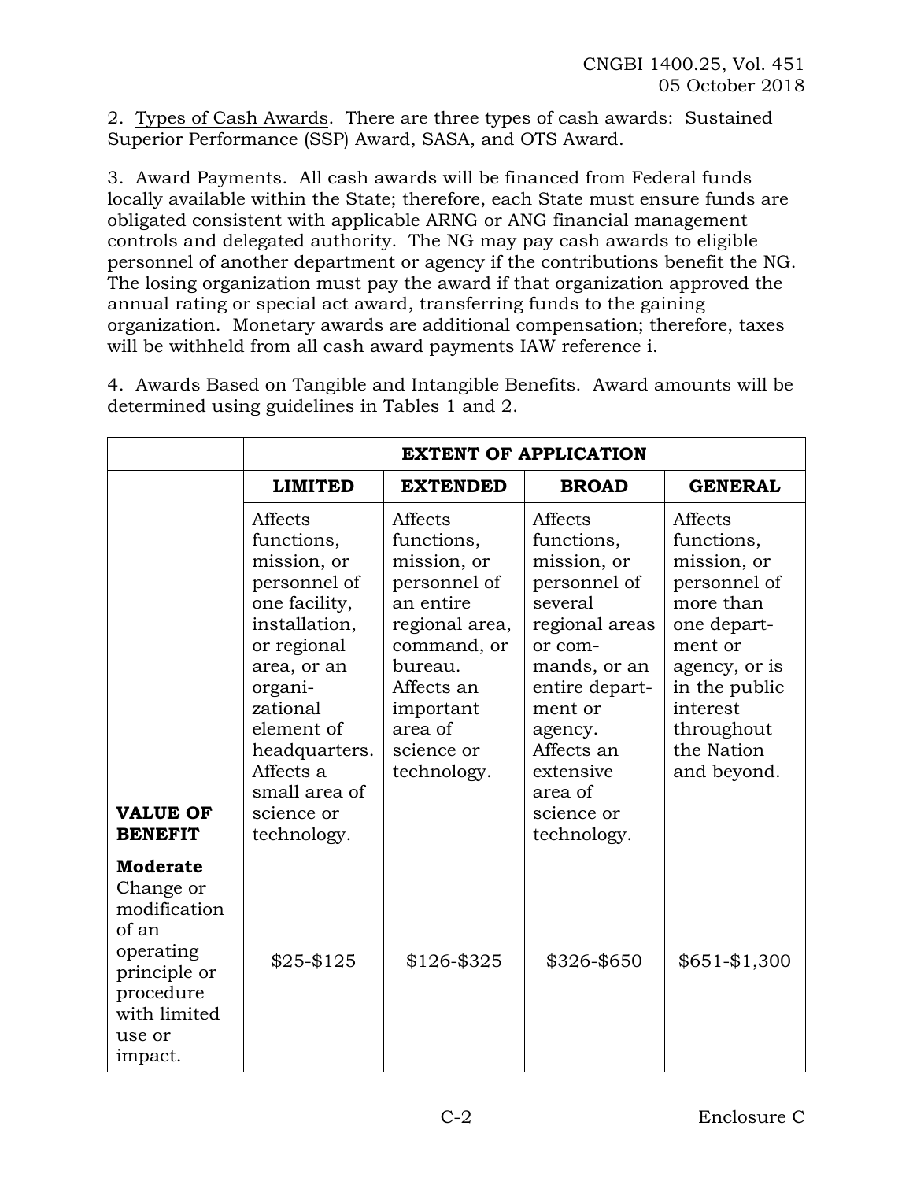2. Types of Cash Awards. There are three types of cash awards: Sustained Superior Performance (SSP) Award, SASA, and OTS Award.

3. Award Payments. All cash awards will be financed from Federal funds locally available within the State; therefore, each State must ensure funds are obligated consistent with applicable ARNG or ANG financial management controls and delegated authority. The NG may pay cash awards to eligible personnel of another department or agency if the contributions benefit the NG. The losing organization must pay the award if that organization approved the annual rating or special act award, transferring funds to the gaining organization. Monetary awards are additional compensation; therefore, taxes will be withheld from all cash award payments IAW reference i.

4. Awards Based on Tangible and Intangible Benefits. Award amounts will be determined using guidelines in Tables 1 and 2.

| | **EXTENT OF APPLICATION** | | | |
|---|---|---|---|---|
| | **LIMITED** | **EXTENDED** | **BROAD** | **GENERAL** |
| **VALUE OF BENEFIT** | Affects functions, mission, or personnel of one facility, installation, or regional area, or an organizational element of headquarters. Affects a small area of science or technology. | Affects functions, mission, or personnel of an entire regional area, command, or bureau. Affects an important area of science or technology. | Affects functions, mission, or personnel of several regional areas or commands, or an entire department or agency. Affects an extensive area of science or technology. | Affects functions, mission, or personnel of more than one department or agency, or is in the public interest throughout the Nation and beyond. |
| **Moderate** Change or modification of an operating principle or procedure with limited use or impact. | $25-$125 | $126-$325 | $326-$650 | $651-$1,300 |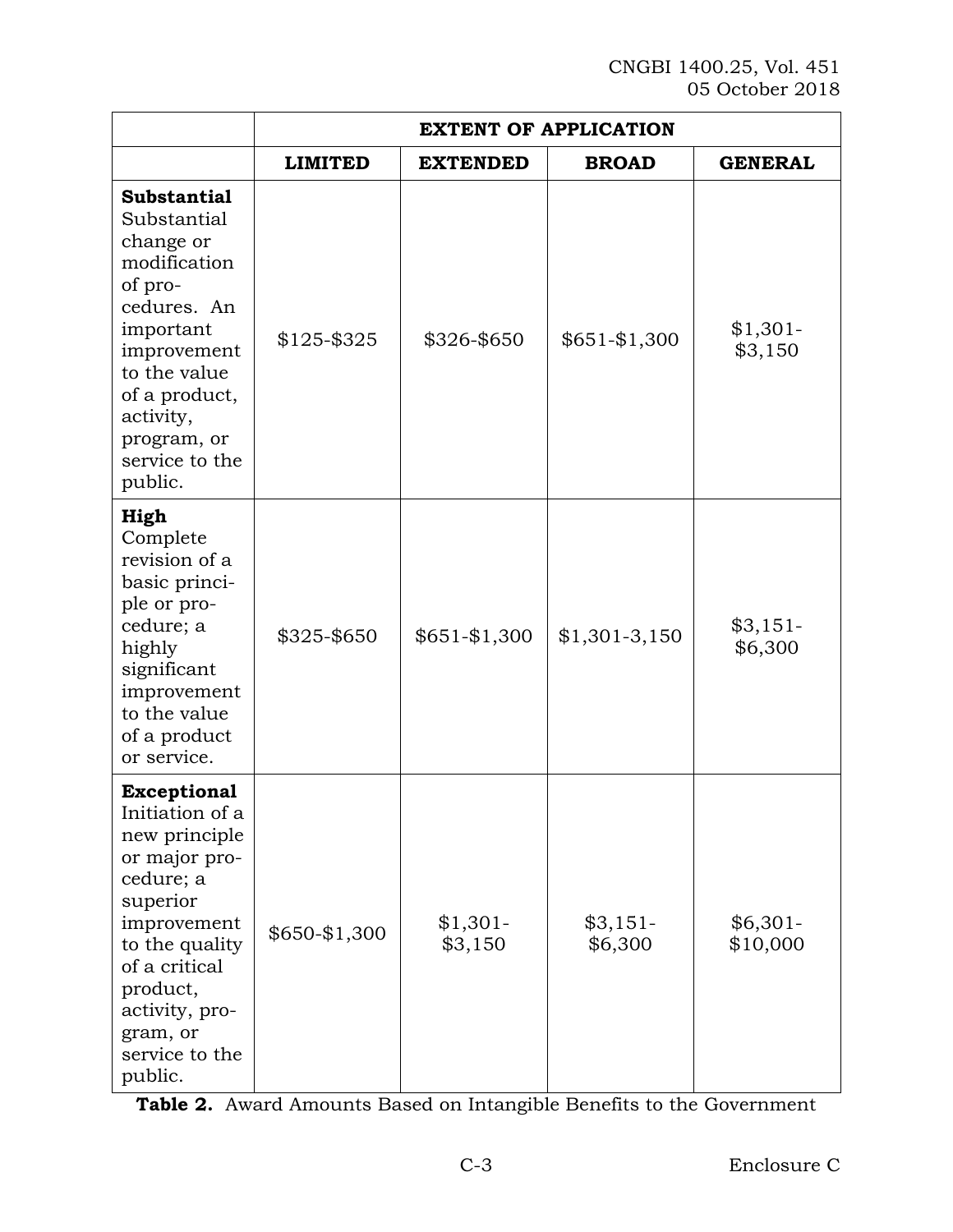| | **EXTENT OF APPLICATION** | | | |
|---|---|---|---|---|
| | **LIMITED** | **EXTENDED** | **BROAD** | **GENERAL** |
| **Substantial** Substantial change or modification of procedures. An important improvement to the value of a product, activity, program, or service to the public. | $125-$325 | $326-$650 | $651-$1,300 | $1,301-$3,150 |
| **High** Complete revision of a basic principle or procedure; a highly significant improvement to the value of a product or service. | $325-$650 | $651-$1,300 | $1,301-3,150 | $3,151-$6,300 |
| **Exceptional** Initiation of a new principle or major procedure; a superior improvement to the quality of a critical product, activity, program, or service to the public. | $650-$1,300 | $1,301-$3,150 | $3,151-$6,300 | $6,301-$10,000 |

**Table 2.** Award Amounts Based on Intangible Benefits to the Government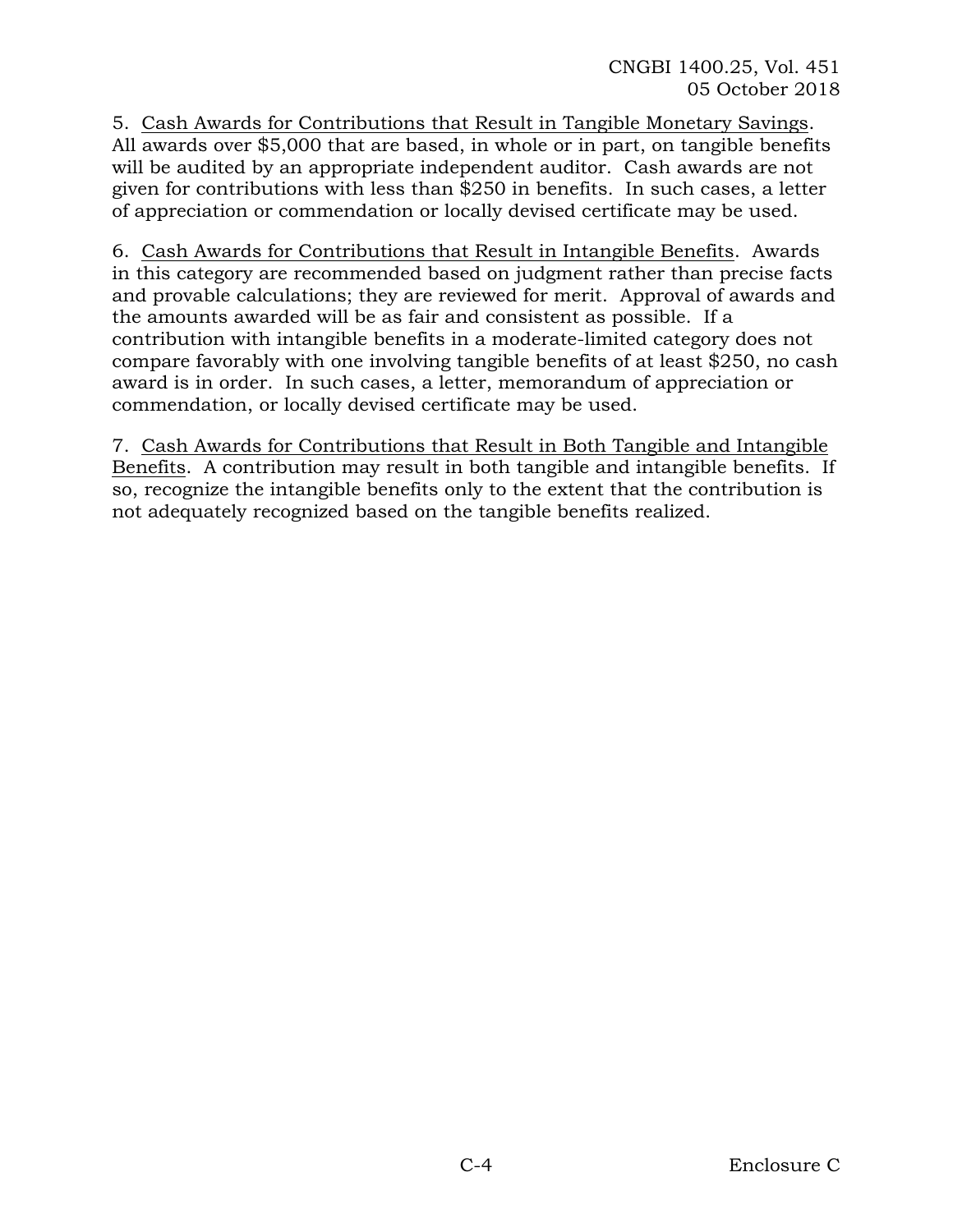5. <u>Cash Awards for Contributions that Result in Tangible Monetary Savings</u>. All awards over $5,000 that are based, in whole or in part, on tangible benefits will be audited by an appropriate independent auditor. Cash awards are not given for contributions with less than $250 in benefits. In such cases, a letter of appreciation or commendation or locally devised certificate may be used.

6. <u>Cash Awards for Contributions that Result in Intangible Benefits</u>. Awards in this category are recommended based on judgment rather than precise facts and provable calculations; they are reviewed for merit. Approval of awards and the amounts awarded will be as fair and consistent as possible. If a contribution with intangible benefits in a moderate-limited category does not compare favorably with one involving tangible benefits of at least $250, no cash award is in order. In such cases, a letter, memorandum of appreciation or commendation, or locally devised certificate may be used.

7. <u>Cash Awards for Contributions that Result in Both Tangible and Intangible Benefits</u>. A contribution may result in both tangible and intangible benefits. If so, recognize the intangible benefits only to the extent that the contribution is not adequately recognized based on the tangible benefits realized.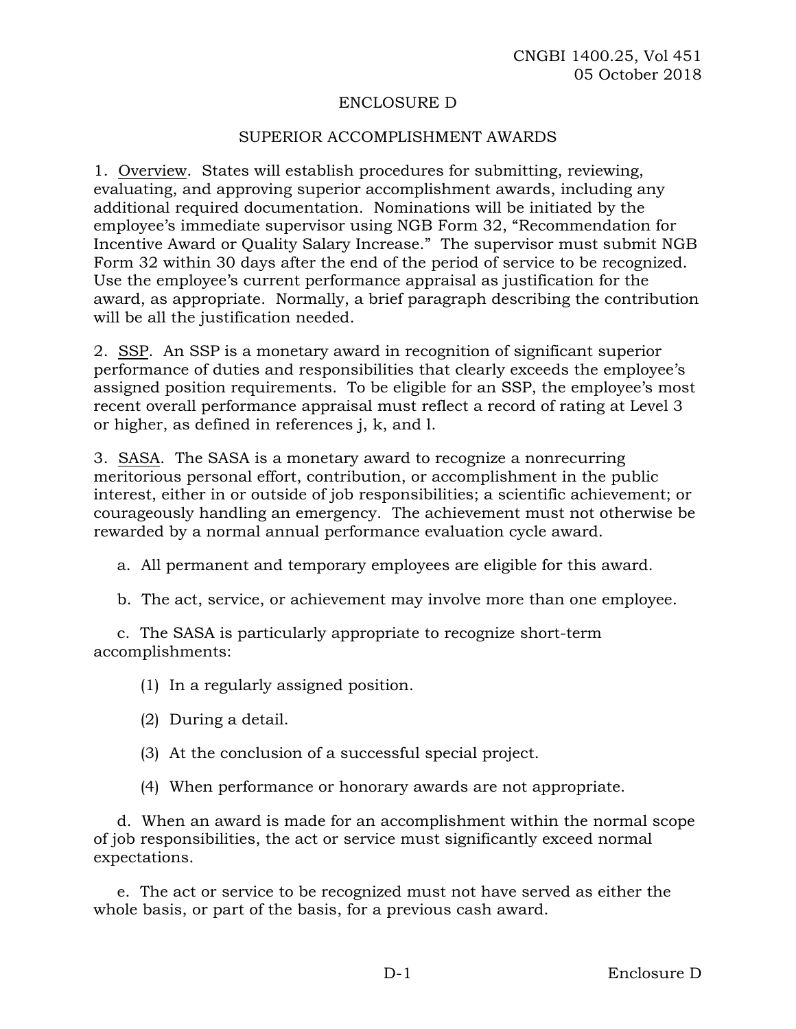## ENCLOSURE D

## SUPERIOR ACCOMPLISHMENT AWARDS

1. Overview. States will establish procedures for submitting, reviewing, evaluating, and approving superior accomplishment awards, including any additional required documentation. Nominations will be initiated by the employee's immediate supervisor using NGB Form 32, "Recommendation for Incentive Award or Quality Salary Increase." The supervisor must submit NGB Form 32 within 30 days after the end of the period of service to be recognized. Use the employee's current performance appraisal as justification for the award, as appropriate. Normally, a brief paragraph describing the contribution will be all the justification needed.

2. SSP. An SSP is a monetary award in recognition of significant superior performance of duties and responsibilities that clearly exceeds the employee's assigned position requirements. To be eligible for an SSP, the employee's most recent overall performance appraisal must reflect a record of rating at Level 3 or higher, as defined in references j, k, and l.

3. SASA. The SASA is a monetary award to recognize a nonrecurring meritorious personal effort, contribution, or accomplishment in the public interest, either in or outside of job responsibilities; a scientific achievement; or courageously handling an emergency. The achievement must not otherwise be rewarded by a normal annual performance evaluation cycle award.

a. All permanent and temporary employees are eligible for this award.

b. The act, service, or achievement may involve more than one employee.

c. The SASA is particularly appropriate to recognize short-term accomplishments:

(1) In a regularly assigned position.

(2) During a detail.

(3) At the conclusion of a successful special project.

(4) When performance or honorary awards are not appropriate.

d. When an award is made for an accomplishment within the normal scope of job responsibilities, the act or service must significantly exceed normal expectations.

e. The act or service to be recognized must not have served as either the whole basis, or part of the basis, for a previous cash award.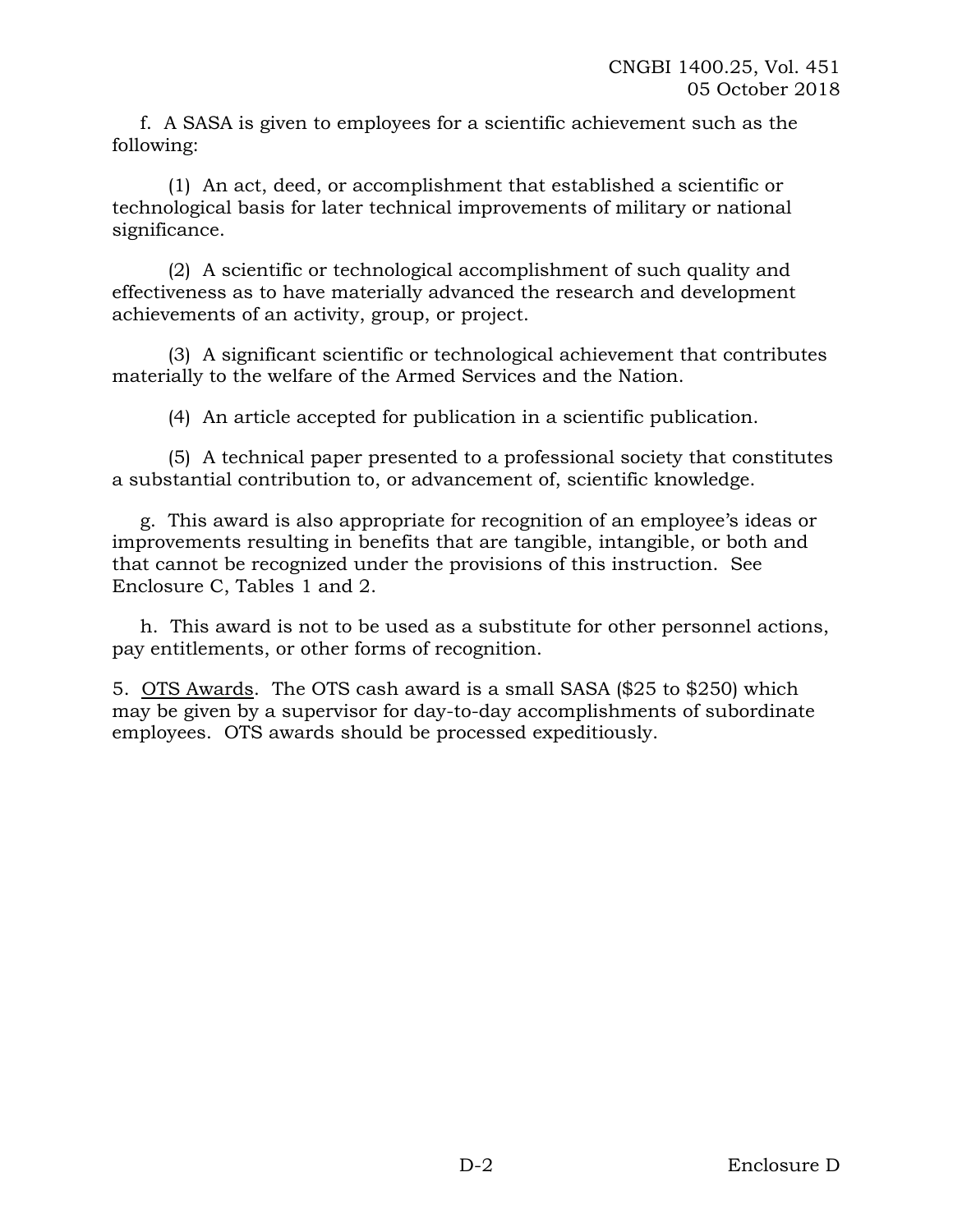f. A SASA is given to employees for a scientific achievement such as the following:

(1) An act, deed, or accomplishment that established a scientific or technological basis for later technical improvements of military or national significance.

(2) A scientific or technological accomplishment of such quality and effectiveness as to have materially advanced the research and development achievements of an activity, group, or project.

(3) A significant scientific or technological achievement that contributes materially to the welfare of the Armed Services and the Nation.

(4) An article accepted for publication in a scientific publication.

(5) A technical paper presented to a professional society that constitutes a substantial contribution to, or advancement of, scientific knowledge.

g. This award is also appropriate for recognition of an employee's ideas or improvements resulting in benefits that are tangible, intangible, or both and that cannot be recognized under the provisions of this instruction. See Enclosure C, Tables 1 and 2.

h. This award is not to be used as a substitute for other personnel actions, pay entitlements, or other forms of recognition.

5. OTS Awards. The OTS cash award is a small SASA ($25 to $250) which may be given by a supervisor for day-to-day accomplishments of subordinate employees. OTS awards should be processed expeditiously.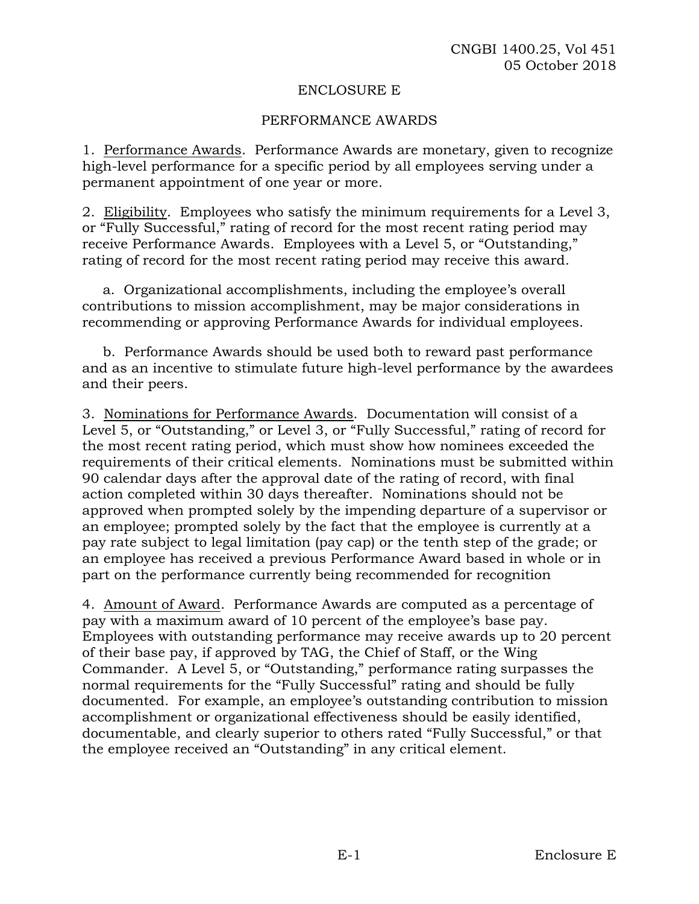ENCLOSURE E

# PERFORMANCE AWARDS

1. Performance Awards. Performance Awards are monetary, given to recognize high-level performance for a specific period by all employees serving under a permanent appointment of one year or more.

2. Eligibility. Employees who satisfy the minimum requirements for a Level 3, or "Fully Successful," rating of record for the most recent rating period may receive Performance Awards. Employees with a Level 5, or "Outstanding," rating of record for the most recent rating period may receive this award.

a. Organizational accomplishments, including the employee's overall contributions to mission accomplishment, may be major considerations in recommending or approving Performance Awards for individual employees.

b. Performance Awards should be used both to reward past performance and as an incentive to stimulate future high-level performance by the awardees and their peers.

3. Nominations for Performance Awards. Documentation will consist of a Level 5, or "Outstanding," or Level 3, or "Fully Successful," rating of record for the most recent rating period, which must show how nominees exceeded the requirements of their critical elements. Nominations must be submitted within 90 calendar days after the approval date of the rating of record, with final action completed within 30 days thereafter. Nominations should not be approved when prompted solely by the impending departure of a supervisor or an employee; prompted solely by the fact that the employee is currently at a pay rate subject to legal limitation (pay cap) or the tenth step of the grade; or an employee has received a previous Performance Award based in whole or in part on the performance currently being recommended for recognition

4. Amount of Award. Performance Awards are computed as a percentage of pay with a maximum award of 10 percent of the employee's base pay. Employees with outstanding performance may receive awards up to 20 percent of their base pay, if approved by TAG, the Chief of Staff, or the Wing Commander. A Level 5, or "Outstanding," performance rating surpasses the normal requirements for the "Fully Successful" rating and should be fully documented. For example, an employee's outstanding contribution to mission accomplishment or organizational effectiveness should be easily identified, documentable, and clearly superior to others rated "Fully Successful," or that the employee received an "Outstanding" in any critical element.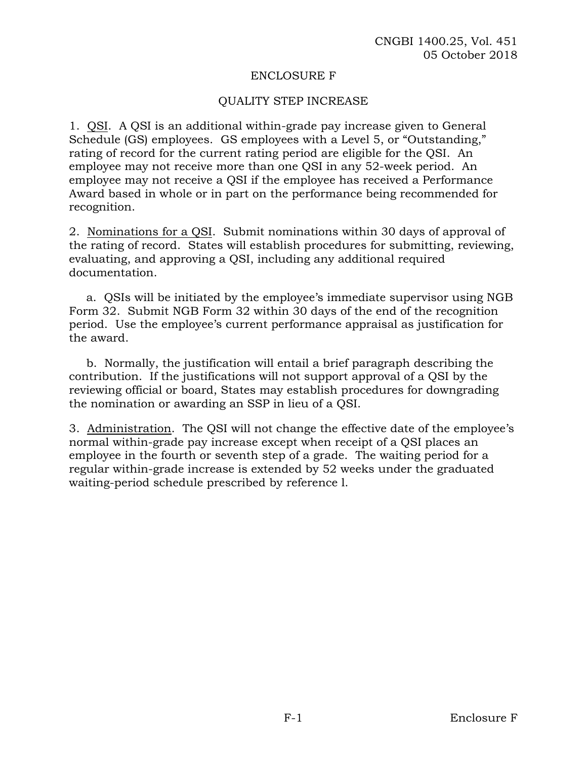## ENCLOSURE F

## QUALITY STEP INCREASE

1. QSI. A QSI is an additional within-grade pay increase given to General Schedule (GS) employees. GS employees with a Level 5, or "Outstanding," rating of record for the current rating period are eligible for the QSI. An employee may not receive more than one QSI in any 52-week period. An employee may not receive a QSI if the employee has received a Performance Award based in whole or in part on the performance being recommended for recognition.

2. Nominations for a QSI. Submit nominations within 30 days of approval of the rating of record. States will establish procedures for submitting, reviewing, evaluating, and approving a QSI, including any additional required documentation.

   a. QSIs will be initiated by the employee's immediate supervisor using NGB Form 32. Submit NGB Form 32 within 30 days of the end of the recognition period. Use the employee's current performance appraisal as justification for the award.

   b. Normally, the justification will entail a brief paragraph describing the contribution. If the justifications will not support approval of a QSI by the reviewing official or board, States may establish procedures for downgrading the nomination or awarding an SSP in lieu of a QSI.

3. Administration. The QSI will not change the effective date of the employee's normal within-grade pay increase except when receipt of a QSI places an employee in the fourth or seventh step of a grade. The waiting period for a regular within-grade increase is extended by 52 weeks under the graduated waiting-period schedule prescribed by reference l.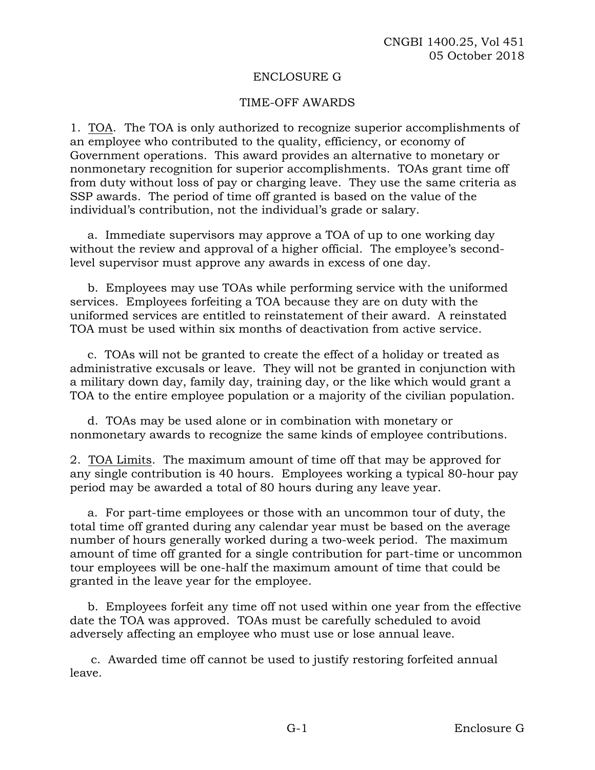# ENCLOSURE G

## TIME-OFF AWARDS

1. TOA. The TOA is only authorized to recognize superior accomplishments of an employee who contributed to the quality, efficiency, or economy of Government operations. This award provides an alternative to monetary or nonmonetary recognition for superior accomplishments. TOAs grant time off from duty without loss of pay or charging leave. They use the same criteria as SSP awards. The period of time off granted is based on the value of the individual's contribution, not the individual's grade or salary.

a. Immediate supervisors may approve a TOA of up to one working day without the review and approval of a higher official. The employee's second-level supervisor must approve any awards in excess of one day.

b. Employees may use TOAs while performing service with the uniformed services. Employees forfeiting a TOA because they are on duty with the uniformed services are entitled to reinstatement of their award. A reinstated TOA must be used within six months of deactivation from active service.

c. TOAs will not be granted to create the effect of a holiday or treated as administrative excusals or leave. They will not be granted in conjunction with a military down day, family day, training day, or the like which would grant a TOA to the entire employee population or a majority of the civilian population.

d. TOAs may be used alone or in combination with monetary or nonmonetary awards to recognize the same kinds of employee contributions.

2. TOA Limits. The maximum amount of time off that may be approved for any single contribution is 40 hours. Employees working a typical 80-hour pay period may be awarded a total of 80 hours during any leave year.

a. For part-time employees or those with an uncommon tour of duty, the total time off granted during any calendar year must be based on the average number of hours generally worked during a two-week period. The maximum amount of time off granted for a single contribution for part-time or uncommon tour employees will be one-half the maximum amount of time that could be granted in the leave year for the employee.

b. Employees forfeit any time off not used within one year from the effective date the TOA was approved. TOAs must be carefully scheduled to avoid adversely affecting an employee who must use or lose annual leave.

c. Awarded time off cannot be used to justify restoring forfeited annual leave.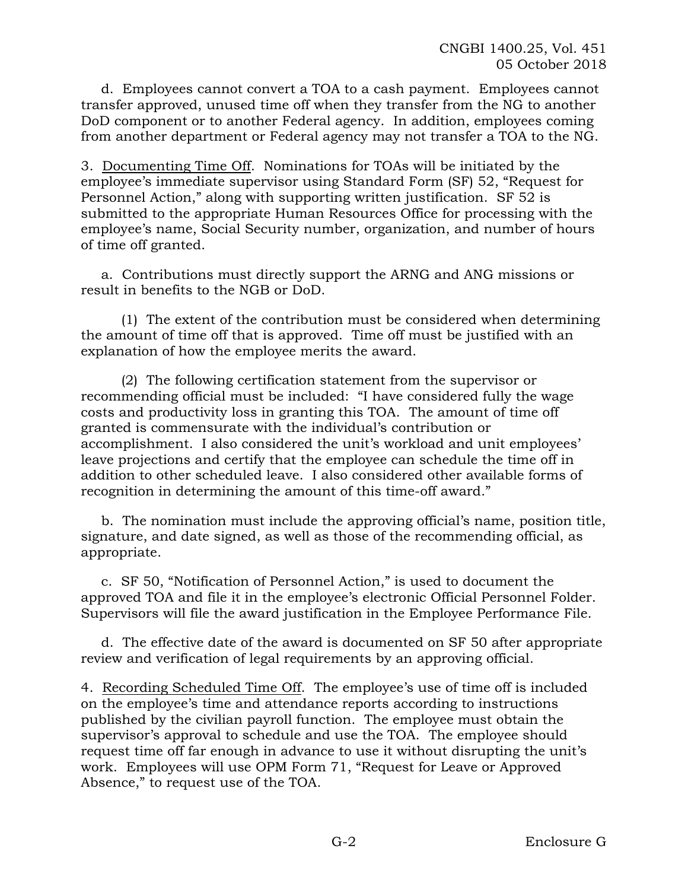d. Employees cannot convert a TOA to a cash payment. Employees cannot transfer approved, unused time off when they transfer from the NG to another DoD component or to another Federal agency. In addition, employees coming from another department or Federal agency may not transfer a TOA to the NG.

3. <u>Documenting Time Off</u>. Nominations for TOAs will be initiated by the employee's immediate supervisor using Standard Form (SF) 52, "Request for Personnel Action," along with supporting written justification. SF 52 is submitted to the appropriate Human Resources Office for processing with the employee's name, Social Security number, organization, and number of hours of time off granted.

a. Contributions must directly support the ARNG and ANG missions or result in benefits to the NGB or DoD.

(1) The extent of the contribution must be considered when determining the amount of time off that is approved. Time off must be justified with an explanation of how the employee merits the award.

(2) The following certification statement from the supervisor or recommending official must be included: "I have considered fully the wage costs and productivity loss in granting this TOA. The amount of time off granted is commensurate with the individual's contribution or accomplishment. I also considered the unit's workload and unit employees' leave projections and certify that the employee can schedule the time off in addition to other scheduled leave. I also considered other available forms of recognition in determining the amount of this time-off award."

b. The nomination must include the approving official's name, position title, signature, and date signed, as well as those of the recommending official, as appropriate.

c. SF 50, "Notification of Personnel Action," is used to document the approved TOA and file it in the employee's electronic Official Personnel Folder. Supervisors will file the award justification in the Employee Performance File.

d. The effective date of the award is documented on SF 50 after appropriate review and verification of legal requirements by an approving official.

4. <u>Recording Scheduled Time Off</u>. The employee's use of time off is included on the employee's time and attendance reports according to instructions published by the civilian payroll function. The employee must obtain the supervisor's approval to schedule and use the TOA. The employee should request time off far enough in advance to use it without disrupting the unit's work. Employees will use OPM Form 71, "Request for Leave or Approved Absence," to request use of the TOA.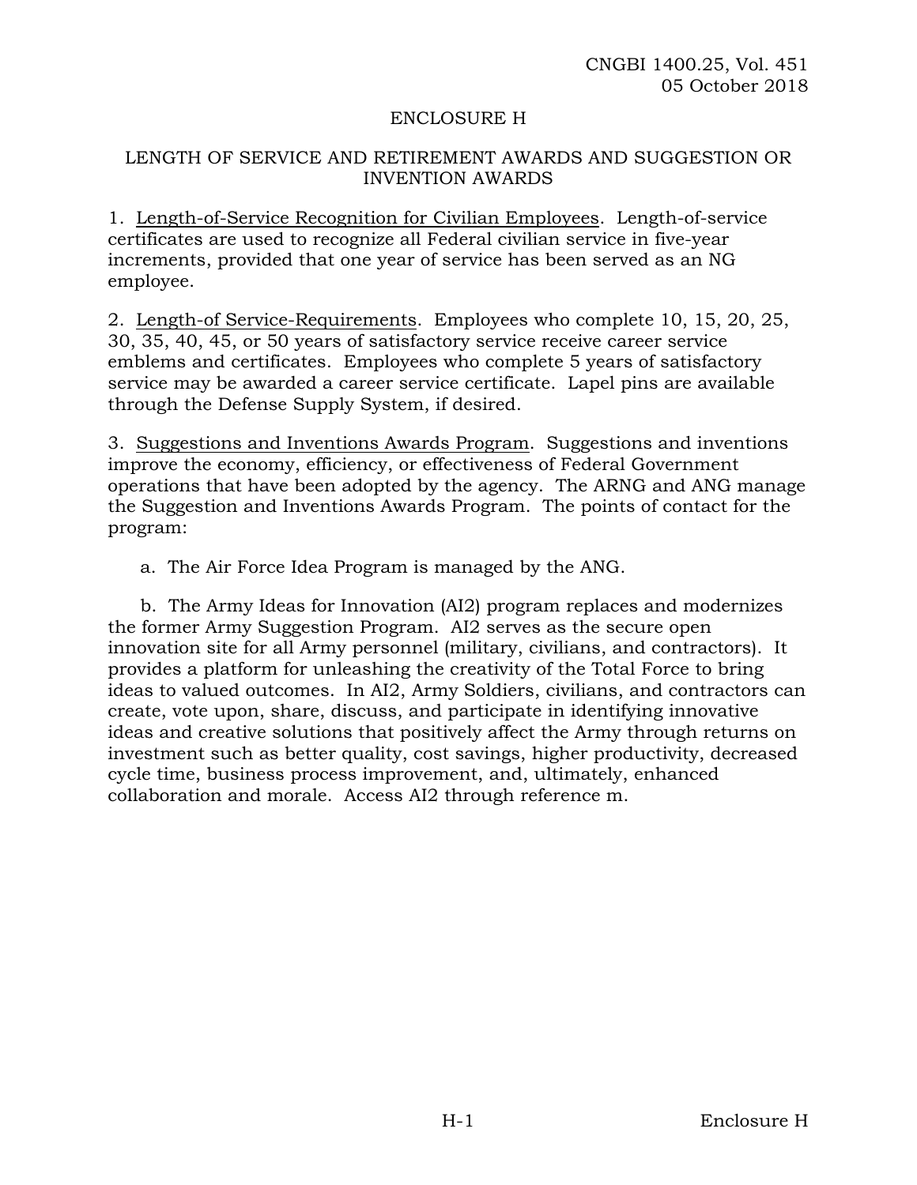## ENCLOSURE H

### LENGTH OF SERVICE AND RETIREMENT AWARDS AND SUGGESTION OR INVENTION AWARDS

1. Length-of-Service Recognition for Civilian Employees. Length-of-service certificates are used to recognize all Federal civilian service in five-year increments, provided that one year of service has been served as an NG employee.

2. Length-of Service-Requirements. Employees who complete 10, 15, 20, 25, 30, 35, 40, 45, or 50 years of satisfactory service receive career service emblems and certificates. Employees who complete 5 years of satisfactory service may be awarded a career service certificate. Lapel pins are available through the Defense Supply System, if desired.

3. Suggestions and Inventions Awards Program. Suggestions and inventions improve the economy, efficiency, or effectiveness of Federal Government operations that have been adopted by the agency. The ARNG and ANG manage the Suggestion and Inventions Awards Program. The points of contact for the program:

a. The Air Force Idea Program is managed by the ANG.

b. The Army Ideas for Innovation (AI2) program replaces and modernizes the former Army Suggestion Program. AI2 serves as the secure open innovation site for all Army personnel (military, civilians, and contractors). It provides a platform for unleashing the creativity of the Total Force to bring ideas to valued outcomes. In AI2, Army Soldiers, civilians, and contractors can create, vote upon, share, discuss, and participate in identifying innovative ideas and creative solutions that positively affect the Army through returns on investment such as better quality, cost savings, higher productivity, decreased cycle time, business process improvement, and, ultimately, enhanced collaboration and morale. Access AI2 through reference m.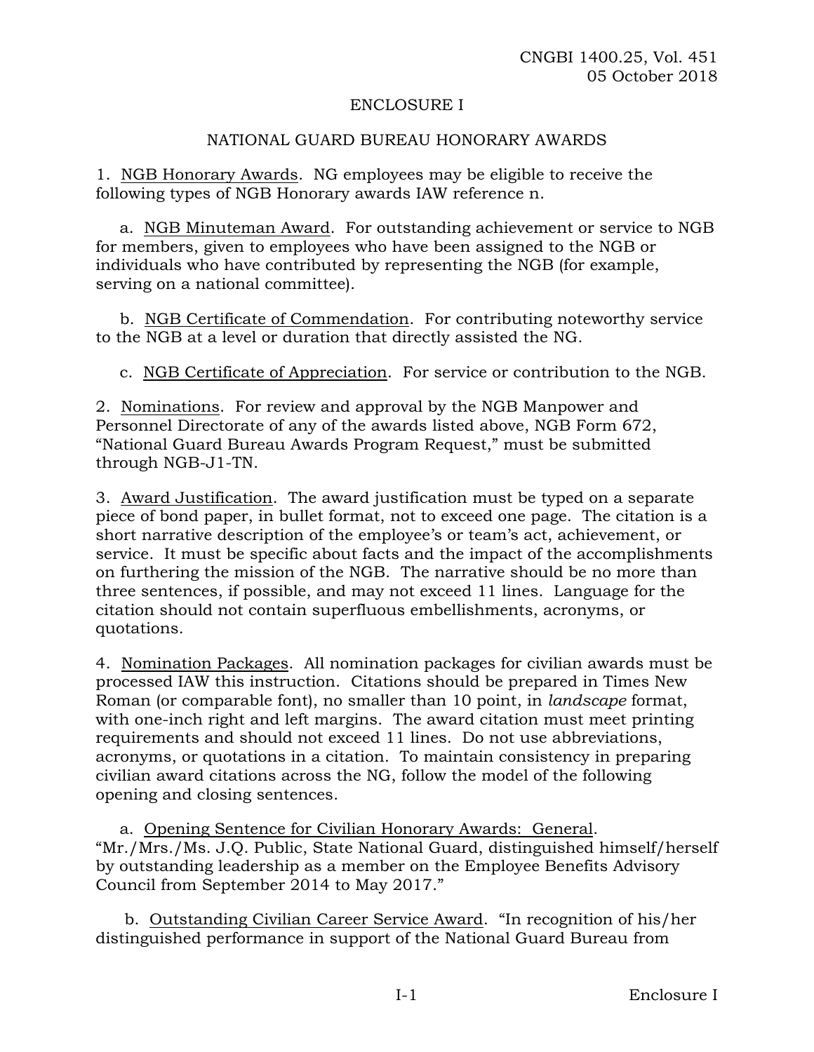# ENCLOSURE I

## NATIONAL GUARD BUREAU HONORARY AWARDS

1. <u>NGB Honorary Awards</u>. NG employees may be eligible to receive the following types of NGB Honorary awards IAW reference n.

   a. <u>NGB Minuteman Award</u>. For outstanding achievement or service to NGB for members, given to employees who have been assigned to the NGB or individuals who have contributed by representing the NGB (for example, serving on a national committee).

   b. <u>NGB Certificate of Commendation</u>. For contributing noteworthy service to the NGB at a level or duration that directly assisted the NG.

   c. <u>NGB Certificate of Appreciation</u>. For service or contribution to the NGB.

2. <u>Nominations</u>. For review and approval by the NGB Manpower and Personnel Directorate of any of the awards listed above, NGB Form 672, "National Guard Bureau Awards Program Request," must be submitted through NGB-J1-TN.

3. <u>Award Justification</u>. The award justification must be typed on a separate piece of bond paper, in bullet format, not to exceed one page. The citation is a short narrative description of the employee's or team's act, achievement, or service. It must be specific about facts and the impact of the accomplishments on furthering the mission of the NGB. The narrative should be no more than three sentences, if possible, and may not exceed 11 lines. Language for the citation should not contain superfluous embellishments, acronyms, or quotations.

4. <u>Nomination Packages</u>. All nomination packages for civilian awards must be processed IAW this instruction. Citations should be prepared in Times New Roman (or comparable font), no smaller than 10 point, in *landscape* format, with one-inch right and left margins. The award citation must meet printing requirements and should not exceed 11 lines. Do not use abbreviations, acronyms, or quotations in a citation. To maintain consistency in preparing civilian award citations across the NG, follow the model of the following opening and closing sentences.

   a. <u>Opening Sentence for Civilian Honorary Awards: General</u>. "Mr./Mrs./Ms. J.Q. Public, State National Guard, distinguished himself/herself by outstanding leadership as a member on the Employee Benefits Advisory Council from September 2014 to May 2017."

   b. <u>Outstanding Civilian Career Service Award</u>. "In recognition of his/her distinguished performance in support of the National Guard Bureau from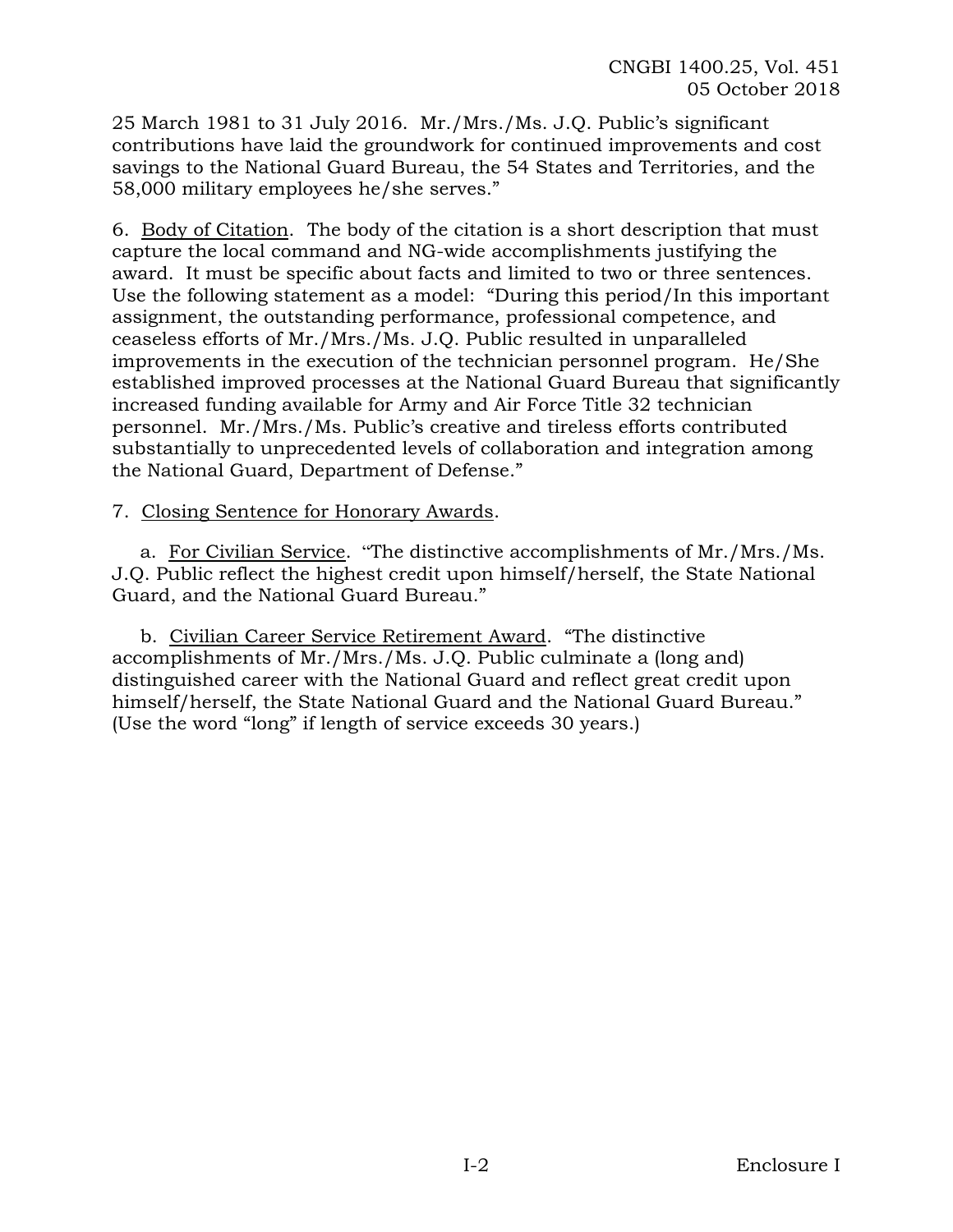25 March 1981 to 31 July 2016. Mr./Mrs./Ms. J.Q. Public's significant contributions have laid the groundwork for continued improvements and cost savings to the National Guard Bureau, the 54 States and Territories, and the 58,000 military employees he/she serves."

6. Body of Citation. The body of the citation is a short description that must capture the local command and NG-wide accomplishments justifying the award. It must be specific about facts and limited to two or three sentences. Use the following statement as a model: "During this period/In this important assignment, the outstanding performance, professional competence, and ceaseless efforts of Mr./Mrs./Ms. J.Q. Public resulted in unparalleled improvements in the execution of the technician personnel program. He/She established improved processes at the National Guard Bureau that significantly increased funding available for Army and Air Force Title 32 technician personnel. Mr./Mrs./Ms. Public's creative and tireless efforts contributed substantially to unprecedented levels of collaboration and integration among the National Guard, Department of Defense."

7. Closing Sentence for Honorary Awards.

a. For Civilian Service. "The distinctive accomplishments of Mr./Mrs./Ms. J.Q. Public reflect the highest credit upon himself/herself, the State National Guard, and the National Guard Bureau."

b. Civilian Career Service Retirement Award. "The distinctive accomplishments of Mr./Mrs./Ms. J.Q. Public culminate a (long and) distinguished career with the National Guard and reflect great credit upon himself/herself, the State National Guard and the National Guard Bureau." (Use the word "long" if length of service exceeds 30 years.)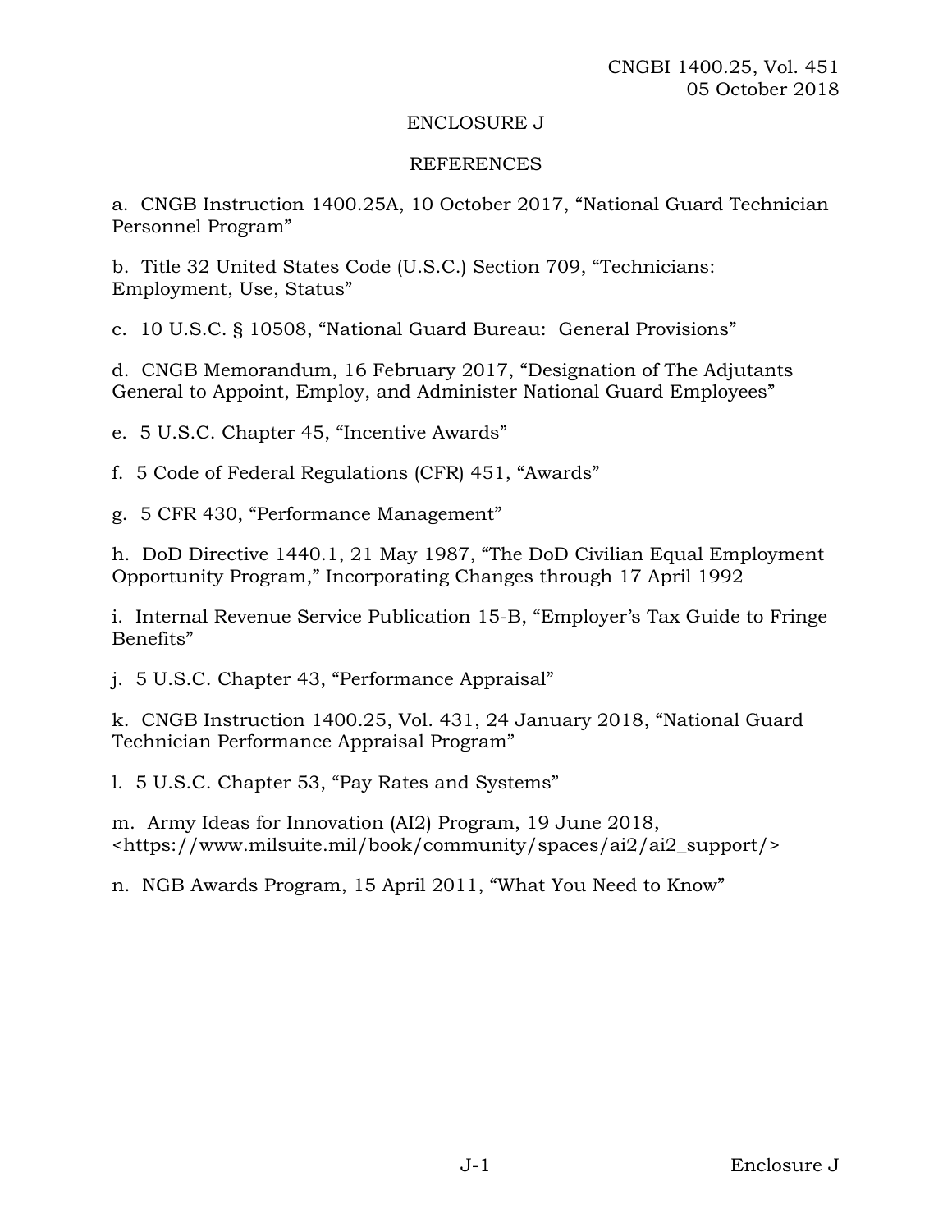## ENCLOSURE J

## REFERENCES

a. CNGB Instruction 1400.25A, 10 October 2017, "National Guard Technician Personnel Program"

b. Title 32 United States Code (U.S.C.) Section 709, "Technicians: Employment, Use, Status"

c. 10 U.S.C. § 10508, "National Guard Bureau: General Provisions"

d. CNGB Memorandum, 16 February 2017, "Designation of The Adjutants General to Appoint, Employ, and Administer National Guard Employees"

e. 5 U.S.C. Chapter 45, "Incentive Awards"

f. 5 Code of Federal Regulations (CFR) 451, "Awards"

g. 5 CFR 430, "Performance Management"

h. DoD Directive 1440.1, 21 May 1987, "The DoD Civilian Equal Employment Opportunity Program," Incorporating Changes through 17 April 1992

i. Internal Revenue Service Publication 15-B, "Employer's Tax Guide to Fringe Benefits"

j. 5 U.S.C. Chapter 43, "Performance Appraisal"

k. CNGB Instruction 1400.25, Vol. 431, 24 January 2018, "National Guard Technician Performance Appraisal Program"

l. 5 U.S.C. Chapter 53, "Pay Rates and Systems"

m. Army Ideas for Innovation (AI2) Program, 19 June 2018, <https://www.milsuite.mil/book/community/spaces/ai2/ai2_support/>

n. NGB Awards Program, 15 April 2011, "What You Need to Know"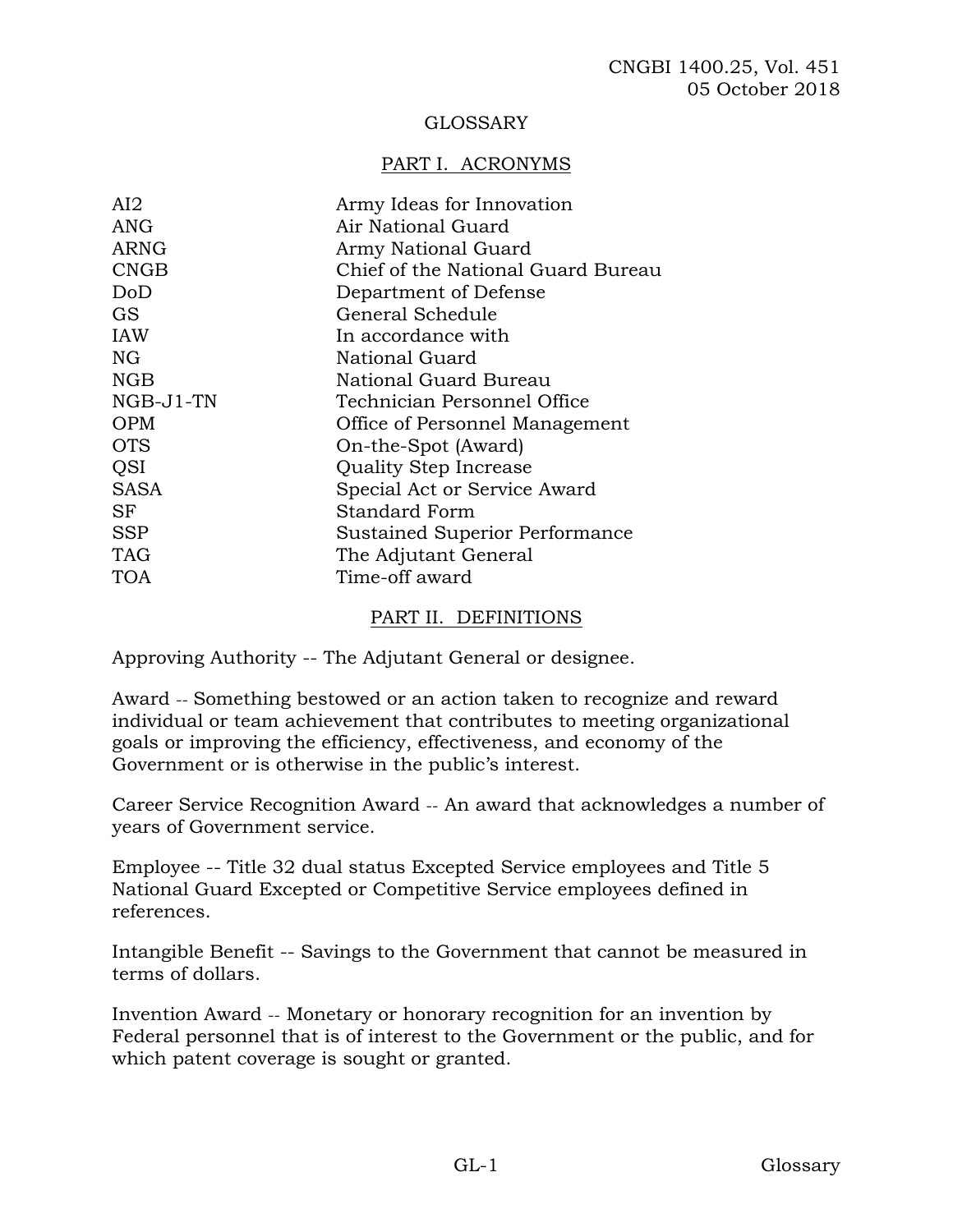## GLOSSARY

### PART I. ACRONYMS

| | |
|---|---|
| AI2 | Army Ideas for Innovation |
| ANG | Air National Guard |
| ARNG | Army National Guard |
| CNGB | Chief of the National Guard Bureau |
| DoD | Department of Defense |
| GS | General Schedule |
| IAW | In accordance with |
| NG | National Guard |
| NGB | National Guard Bureau |
| NGB-J1-TN | Technician Personnel Office |
| OPM | Office of Personnel Management |
| OTS | On-the-Spot (Award) |
| QSI | Quality Step Increase |
| SASA | Special Act or Service Award |
| SF | Standard Form |
| SSP | Sustained Superior Performance |
| TAG | The Adjutant General |
| TOA | Time-off award |

### PART II. DEFINITIONS

Approving Authority -- The Adjutant General or designee.

Award -- Something bestowed or an action taken to recognize and reward individual or team achievement that contributes to meeting organizational goals or improving the efficiency, effectiveness, and economy of the Government or is otherwise in the public's interest.

Career Service Recognition Award -- An award that acknowledges a number of years of Government service.

Employee -- Title 32 dual status Excepted Service employees and Title 5 National Guard Excepted or Competitive Service employees defined in references.

Intangible Benefit -- Savings to the Government that cannot be measured in terms of dollars.

Invention Award -- Monetary or honorary recognition for an invention by Federal personnel that is of interest to the Government or the public, and for which patent coverage is sought or granted.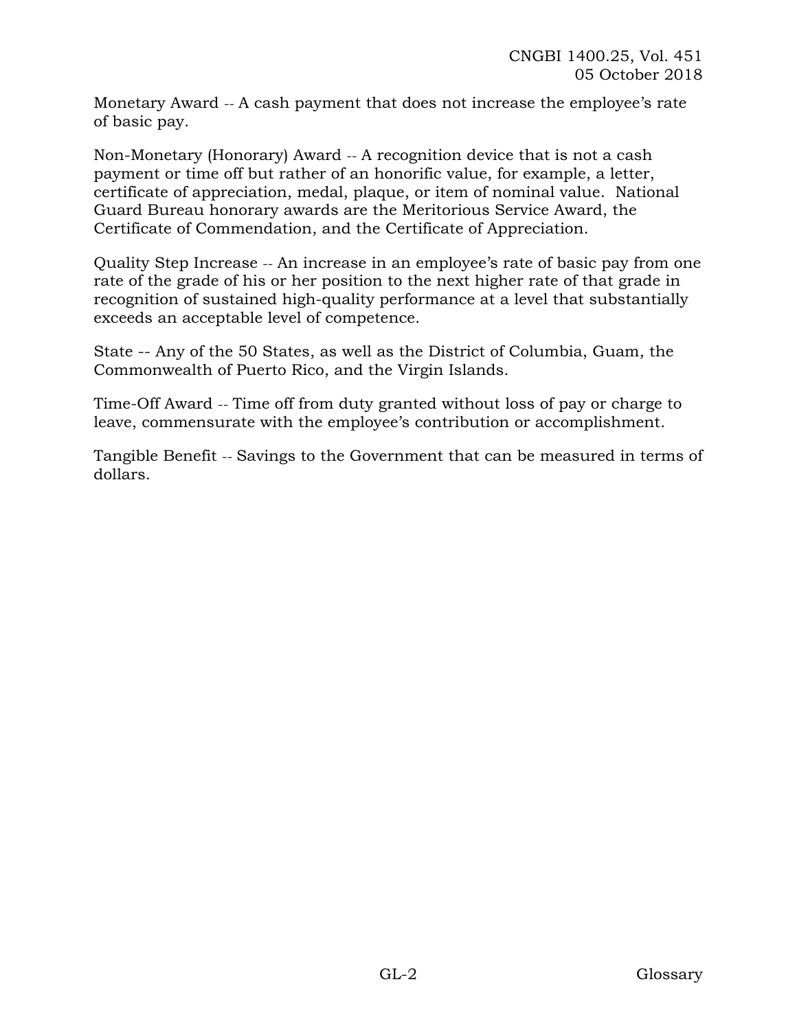Monetary Award -- A cash payment that does not increase the employee's rate of basic pay.

Non-Monetary (Honorary) Award -- A recognition device that is not a cash payment or time off but rather of an honorific value, for example, a letter, certificate of appreciation, medal, plaque, or item of nominal value. National Guard Bureau honorary awards are the Meritorious Service Award, the Certificate of Commendation, and the Certificate of Appreciation.

Quality Step Increase -- An increase in an employee's rate of basic pay from one rate of the grade of his or her position to the next higher rate of that grade in recognition of sustained high-quality performance at a level that substantially exceeds an acceptable level of competence.

State -- Any of the 50 States, as well as the District of Columbia, Guam, the Commonwealth of Puerto Rico, and the Virgin Islands.

Time-Off Award -- Time off from duty granted without loss of pay or charge to leave, commensurate with the employee's contribution or accomplishment.

Tangible Benefit -- Savings to the Government that can be measured in terms of dollars.